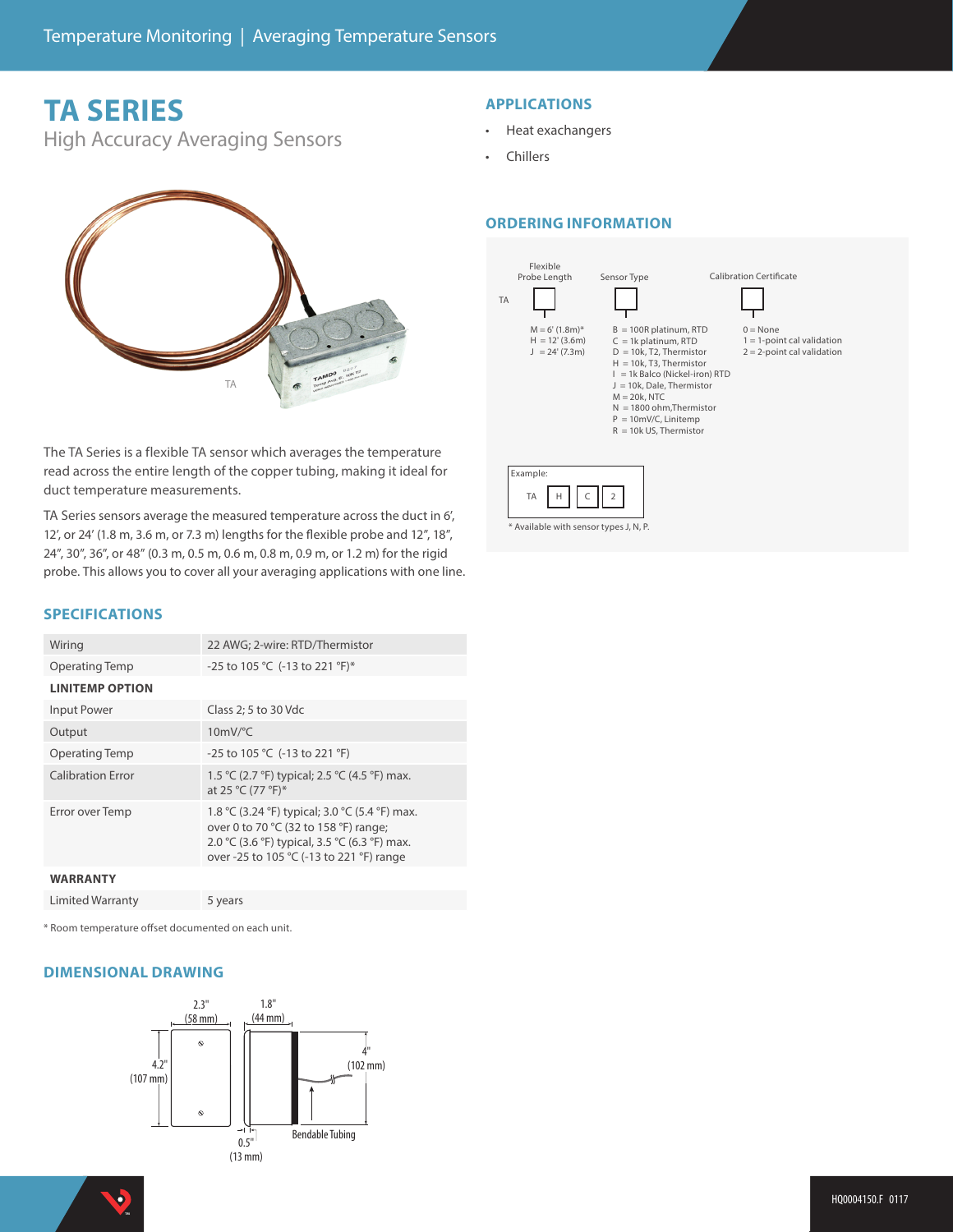# TA SERIES

High Accuracy Averaging Sensors

TA

The TA Series is a flexible TA sensor which averages the temperature read across the entire length of the copper tubing, making it ideal for duct temperature measurements.

TA Series sensors average the measured temperature across the duct in 6', 12', or 24' (1.8 m, 3.6 m, or 7.3 m) lengths for the flexible probe and 12", 18", 24", 30", 36", or 48" (0.3 m, 0.5 m, 0.6 m, 0.8 m, 0.9 m, or 1.2 m) for the rigid probe. This allows you to cover all your averaging applications with one line.

## APPLICATIONS

- Heat exachangers
- Chillers

## ORDERING INFORMATION

TA [Flexible Probe Length] [Sensor Type] [Calibration Certificate]

**Flexible Probe Length**
- M = 6' (1.8m)*
- H = 12' (3.6m)
- J = 24' (7.3m)

**Sensor Type**
- B = 100R platinum, RTD
- C = 1k platinum, RTD
- D = 10k, T2, Thermistor
- H = 10k, T3, Thermistor
- I = 1k Balco (Nickel-iron) RTD
- J = 10k, Dale, Thermistor
- M = 20k, NTC
- N = 1800 ohm,Thermistor
- P = 10mV/C, Linitemp
- R = 10k US, Thermistor

**Calibration Certificate**
- 0 = None
- 1 = 1-point cal validation
- 2 = 2-point cal validation

Example: TA H C 2

* Available with sensor types J, N, P.

## SPECIFICATIONS

| | |
|---|---|
| Wiring | 22 AWG; 2-wire: RTD/Thermistor |
| Operating Temp | -25 to 105 °C (-13 to 221 °F)* |
| **LINITEMP OPTION** | |
| Input Power | Class 2; 5 to 30 Vdc |
| Output | 10mV/°C |
| Operating Temp | -25 to 105 °C (-13 to 221 °F) |
| Calibration Error | 1.5 °C (2.7 °F) typical; 2.5 °C (4.5 °F) max. at 25 °C (77 °F)* |
| Error over Temp | 1.8 °C (3.24 °F) typical; 3.0 °C (5.4 °F) max. over 0 to 70 °C (32 to 158 °F) range; 2.0 °C (3.6 °F) typical, 3.5 °C (6.3 °F) max. over -25 to 105 °C (-13 to 221 °F) range |
| **WARRANTY** | |
| Limited Warranty | 5 years |

* Room temperature offset documented on each unit.

## DIMENSIONAL DRAWING

2.3" (58 mm)
1.8" (44 mm)
4.2" (107 mm)
4" (102 mm)
0.5" (13 mm)
Bendable Tubing

HQ0004150.F 0117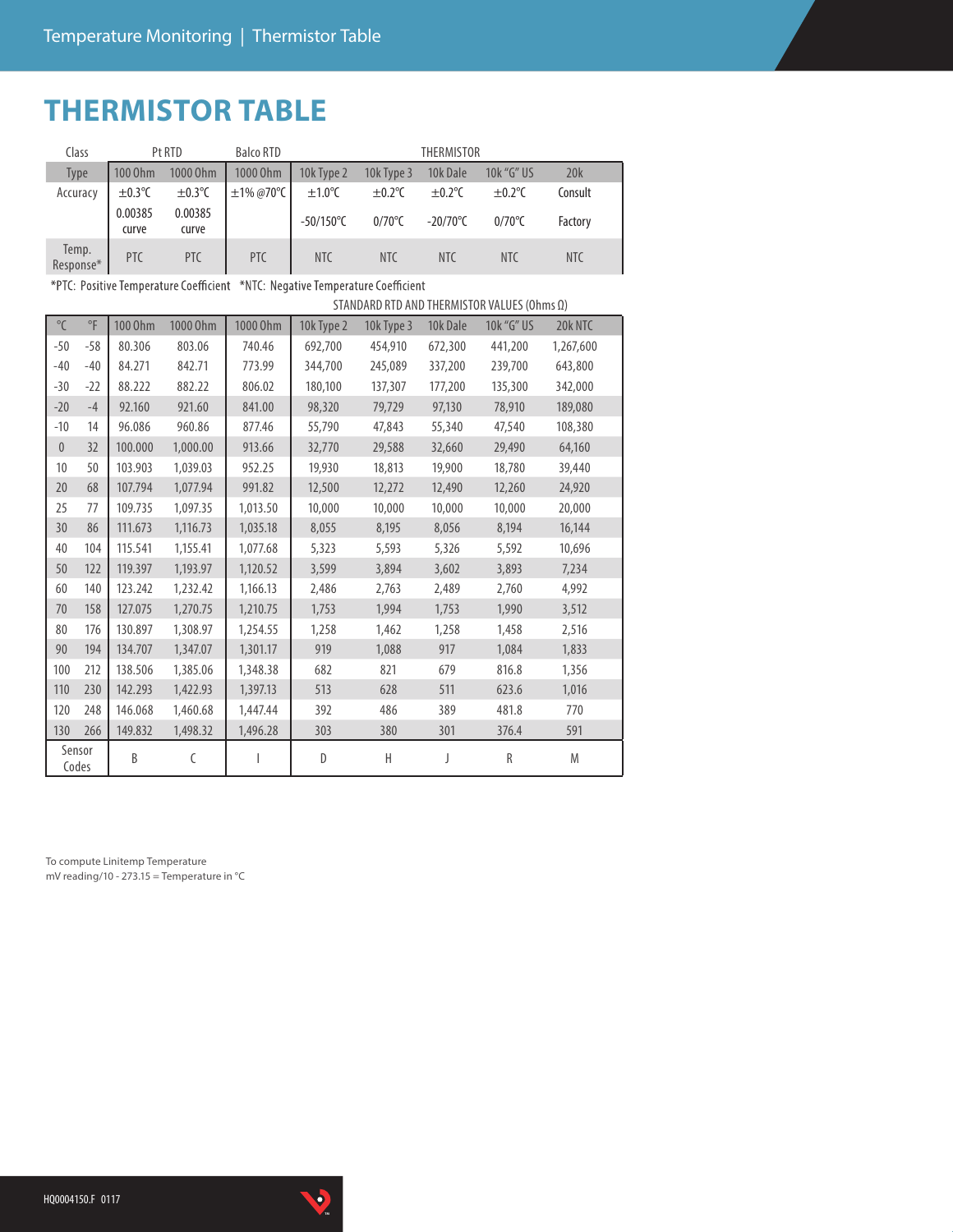# THERMISTOR TABLE

| Class | Pt RTD | | Balco RTD | THERMISTOR | | | | |
|---|---|---|---|---|---|---|---|---|
| Type | 100 Ohm | 1000 Ohm | 1000 Ohm | 10k Type 2 | 10k Type 3 | 10k Dale | 10k "G" US | 20k |
| Accuracy | ±0.3°C | ±0.3°C | ±1% @70°C | ±1.0°C | ±0.2°C | ±0.2°C | ±0.2°C | Consult |
| | 0.00385 curve | 0.00385 curve | | -50/150°C | 0/70°C | -20/70°C | 0/70°C | Factory |
| Temp. Response* | PTC | PTC | PTC | NTC | NTC | NTC | NTC | NTC |

*PTC: Positive Temperature Coefficient *NTC: Negative Temperature Coefficient

STANDARD RTD AND THERMISTOR VALUES (Ohms Ω)

| °C | °F | 100 Ohm | 1000 Ohm | 1000 Ohm | 10k Type 2 | 10k Type 3 | 10k Dale | 10k "G" US | 20k NTC |
|---|---|---|---|---|---|---|---|---|---|
| -50 | -58 | 80.306 | 803.06 | 740.46 | 692,700 | 454,910 | 672,300 | 441,200 | 1,267,600 |
| -40 | -40 | 84.271 | 842.71 | 773.99 | 344,700 | 245,089 | 337,200 | 239,700 | 643,800 |
| -30 | -22 | 88.222 | 882.22 | 806.02 | 180,100 | 137,307 | 177,200 | 135,300 | 342,000 |
| -20 | -4 | 92.160 | 921.60 | 841.00 | 98,320 | 79,729 | 97,130 | 78,910 | 189,080 |
| -10 | 14 | 96.086 | 960.86 | 877.46 | 55,790 | 47,843 | 55,340 | 47,540 | 108,380 |
| 0 | 32 | 100.000 | 1,000.00 | 913.66 | 32,770 | 29,588 | 32,660 | 29,490 | 64,160 |
| 10 | 50 | 103.903 | 1,039.03 | 952.25 | 19,930 | 18,813 | 19,900 | 18,780 | 39,440 |
| 20 | 68 | 107.794 | 1,077.94 | 991.82 | 12,500 | 12,272 | 12,490 | 12,260 | 24,920 |
| 25 | 77 | 109.735 | 1,097.35 | 1,013.50 | 10,000 | 10,000 | 10,000 | 10,000 | 20,000 |
| 30 | 86 | 111.673 | 1,116.73 | 1,035.18 | 8,055 | 8,195 | 8,056 | 8,194 | 16,144 |
| 40 | 104 | 115.541 | 1,155.41 | 1,077.68 | 5,323 | 5,593 | 5,326 | 5,592 | 10,696 |
| 50 | 122 | 119.397 | 1,193.97 | 1,120.52 | 3,599 | 3,894 | 3,602 | 3,893 | 7,234 |
| 60 | 140 | 123.242 | 1,232.42 | 1,166.13 | 2,486 | 2,763 | 2,489 | 2,760 | 4,992 |
| 70 | 158 | 127.075 | 1,270.75 | 1,210.75 | 1,753 | 1,994 | 1,753 | 1,990 | 3,512 |
| 80 | 176 | 130.897 | 1,308.97 | 1,254.55 | 1,258 | 1,462 | 1,258 | 1,458 | 2,516 |
| 90 | 194 | 134.707 | 1,347.07 | 1,301.17 | 919 | 1,088 | 917 | 1,084 | 1,833 |
| 100 | 212 | 138.506 | 1,385.06 | 1,348.38 | 682 | 821 | 679 | 816.8 | 1,356 |
| 110 | 230 | 142.293 | 1,422.93 | 1,397.13 | 513 | 628 | 511 | 623.6 | 1,016 |
| 120 | 248 | 146.068 | 1,460.68 | 1,447.44 | 392 | 486 | 389 | 481.8 | 770 |
| 130 | 266 | 149.832 | 1,498.32 | 1,496.28 | 303 | 380 | 301 | 376.4 | 591 |
| Sensor Codes | | B | C | I | D | H | J | R | M |

To compute Linitemp Temperature
mV reading/10 - 273.15 = Temperature in °C